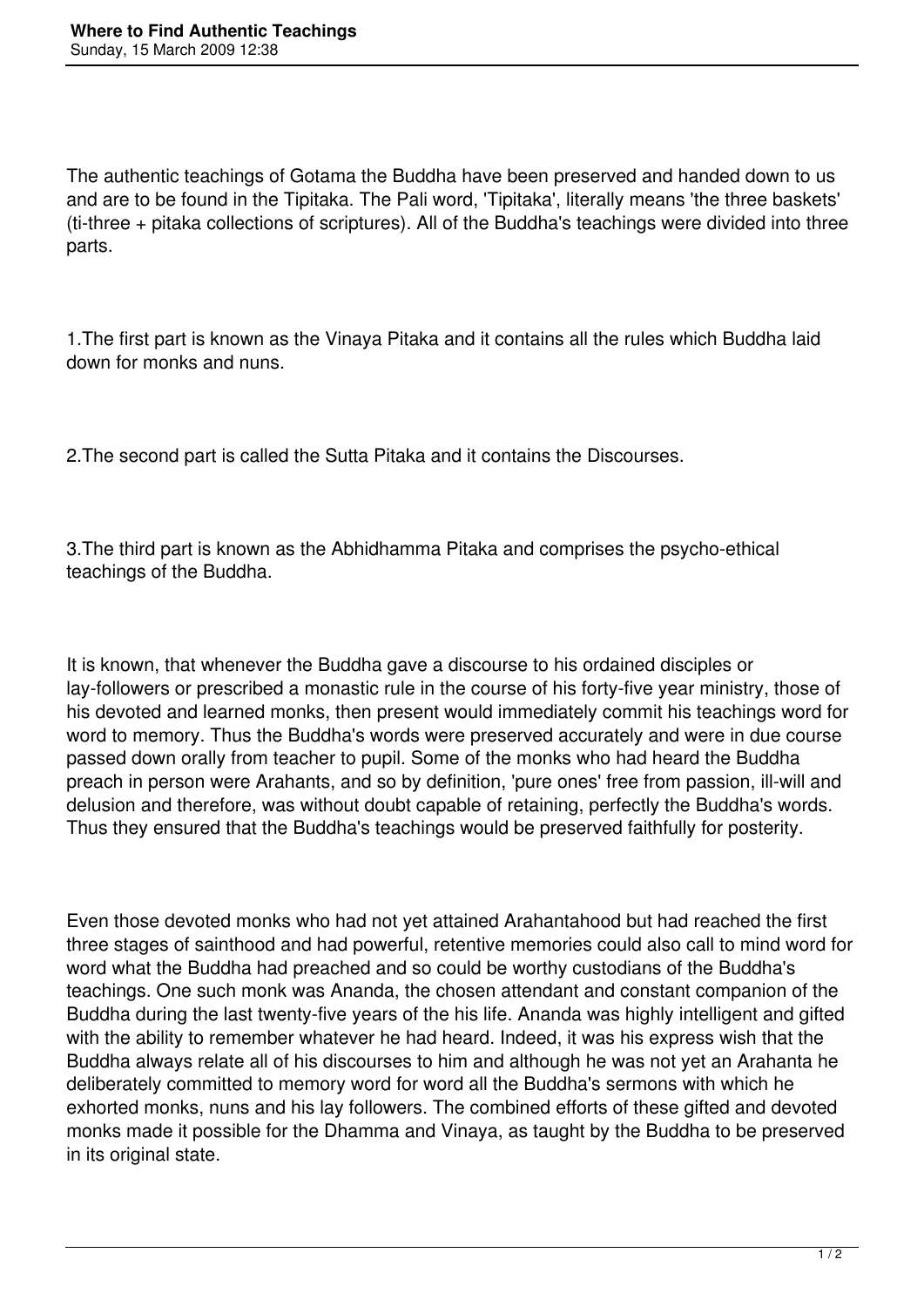The authentic teachings of Gotama the Buddha have been preserved and handed down to us and are to be found in the Tipitaka. The Pali word, 'Tipitaka', literally means 'the three baskets' (ti-three + pitaka collections of scriptures). All of the Buddha's teachings were divided into three parts.

1.The first part is known as the Vinaya Pitaka and it contains all the rules which Buddha laid down for monks and nuns.

2.The second part is called the Sutta Pitaka and it contains the Discourses.

3.The third part is known as the Abhidhamma Pitaka and comprises the psycho-ethical teachings of the Buddha.

It is known, that whenever the Buddha gave a discourse to his ordained disciples or lay-followers or prescribed a monastic rule in the course of his forty-five year ministry, those of his devoted and learned monks, then present would immediately commit his teachings word for word to memory. Thus the Buddha's words were preserved accurately and were in due course passed down orally from teacher to pupil. Some of the monks who had heard the Buddha preach in person were Arahants, and so by definition, 'pure ones' free from passion, ill-will and delusion and therefore, was without doubt capable of retaining, perfectly the Buddha's words. Thus they ensured that the Buddha's teachings would be preserved faithfully for posterity.

Even those devoted monks who had not yet attained Arahantahood but had reached the first three stages of sainthood and had powerful, retentive memories could also call to mind word for word what the Buddha had preached and so could be worthy custodians of the Buddha's teachings. One such monk was Ananda, the chosen attendant and constant companion of the Buddha during the last twenty-five years of the his life. Ananda was highly intelligent and gifted with the ability to remember whatever he had heard. Indeed, it was his express wish that the Buddha always relate all of his discourses to him and although he was not yet an Arahanta he deliberately committed to memory word for word all the Buddha's sermons with which he exhorted monks, nuns and his lay followers. The combined efforts of these gifted and devoted monks made it possible for the Dhamma and Vinaya, as taught by the Buddha to be preserved in its original state.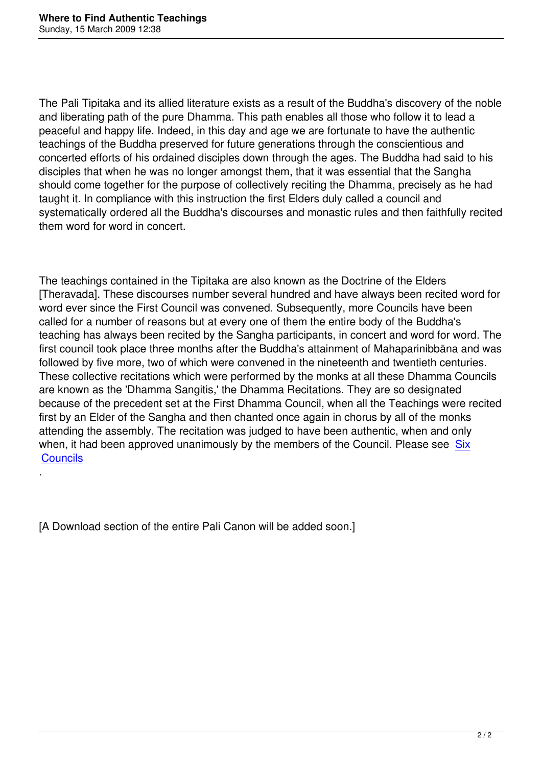The Pali Tipitaka and its allied literature exists as a result of the Buddha's discovery of the noble and liberating path of the pure Dhamma. This path enables all those who follow it to lead a peaceful and happy life. Indeed, in this day and age we are fortunate to have the authentic teachings of the Buddha preserved for future generations through the conscientious and concerted efforts of his ordained disciples down through the ages. The Buddha had said to his disciples that when he was no longer amongst them, that it was essential that the Sangha should come together for the purpose of collectively reciting the Dhamma, precisely as he had taught it. In compliance with this instruction the first Elders duly called a council and systematically ordered all the Buddha's discourses and monastic rules and then faithfully recited them word for word in concert.

The teachings contained in the Tipitaka are also known as the Doctrine of the Elders [Theravada]. These discourses number several hundred and have always been recited word for word ever since the First Council was convened. Subsequently, more Councils have been called for a number of reasons but at every one of them the entire body of the Buddha's teaching has always been recited by the Sangha participants, in concert and word for word. The first council took place three months after the Buddha's attainment of Mahaparinibbāna and was followed by five more, two of which were convened in the nineteenth and twentieth centuries. These collective recitations which were performed by the monks at all these Dhamma Councils are known as the 'Dhamma Sangitis,' the Dhamma Recitations. They are so designated because of the precedent set at the First Dhamma Council, when all the Teachings were recited first by an Elder of the Sangha and then chanted once again in chorus by all of the monks attending the assembly. The recitation was judged to have been authentic, when and only when, it had been approved unanimously by the members of the Council. Please see Six Councils
.

[A Download section of the entire Pali Canon will be added soon.]